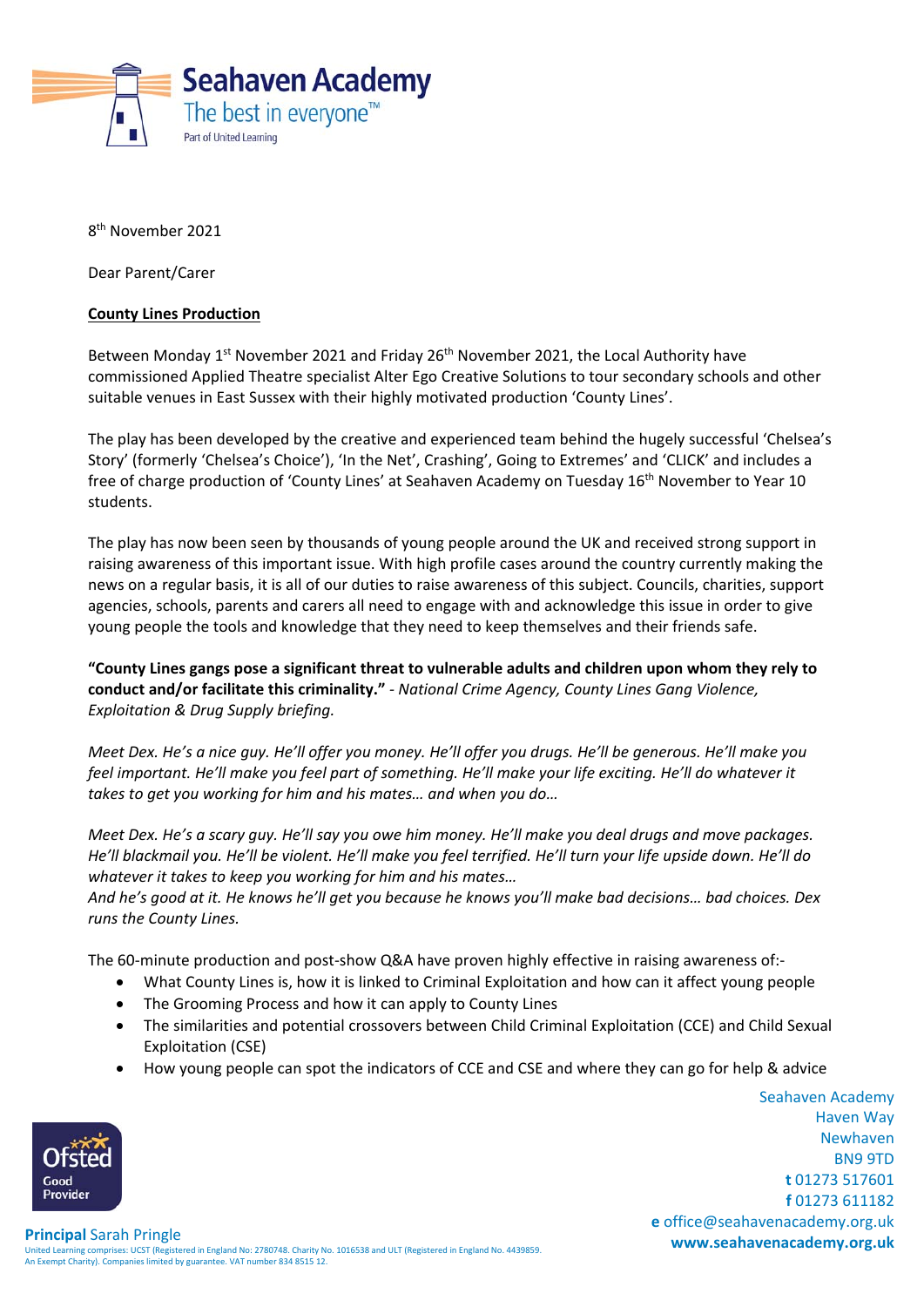Seahaven Academy
The best in everyone™
Part of United Learning

8th November 2021

Dear Parent/Carer

**County Lines Production**

Between Monday 1st November 2021 and Friday 26th November 2021, the Local Authority have commissioned Applied Theatre specialist Alter Ego Creative Solutions to tour secondary schools and other suitable venues in East Sussex with their highly motivated production 'County Lines'.

The play has been developed by the creative and experienced team behind the hugely successful 'Chelsea's Story' (formerly 'Chelsea's Choice'), 'In the Net', Crashing', Going to Extremes' and 'CLICK' and includes a free of charge production of 'County Lines' at Seahaven Academy on Tuesday 16th November to Year 10 students.

The play has now been seen by thousands of young people around the UK and received strong support in raising awareness of this important issue. With high profile cases around the country currently making the news on a regular basis, it is all of our duties to raise awareness of this subject. Councils, charities, support agencies, schools, parents and carers all need to engage with and acknowledge this issue in order to give young people the tools and knowledge that they need to keep themselves and their friends safe.

**"County Lines gangs pose a significant threat to vulnerable adults and children upon whom they rely to conduct and/or facilitate this criminality."** *- National Crime Agency, County Lines Gang Violence, Exploitation & Drug Supply briefing.*

*Meet Dex. He's a nice guy. He'll offer you money. He'll offer you drugs. He'll be generous. He'll make you feel important. He'll make you feel part of something. He'll make your life exciting. He'll do whatever it takes to get you working for him and his mates… and when you do…*

*Meet Dex. He's a scary guy. He'll say you owe him money. He'll make you deal drugs and move packages. He'll blackmail you. He'll be violent. He'll make you feel terrified. He'll turn your life upside down. He'll do whatever it takes to keep you working for him and his mates…*
*And he's good at it. He knows he'll get you because he knows you'll make bad decisions… bad choices. Dex runs the County Lines.*

The 60-minute production and post-show Q&A have proven highly effective in raising awareness of:-

- What County Lines is, how it is linked to Criminal Exploitation and how can it affect young people
- The Grooming Process and how it can apply to County Lines
- The similarities and potential crossovers between Child Criminal Exploitation (CCE) and Child Sexual Exploitation (CSE)
- How young people can spot the indicators of CCE and CSE and where they can go for help & advice

Ofsted Good Provider

Seahaven Academy
Haven Way
Newhaven
BN9 9TD
**t** 01273 517601
**f** 01273 611182
**e** office@seahavenacademy.org.uk
**www.seahavenacademy.org.uk**

**Principal** Sarah Pringle
United Learning comprises: UCST (Registered in England No: 2780748. Charity No. 1016538 and ULT (Registered in England No. 4439859. An Exempt Charity). Companies limited by guarantee. VAT number 834 8515 12.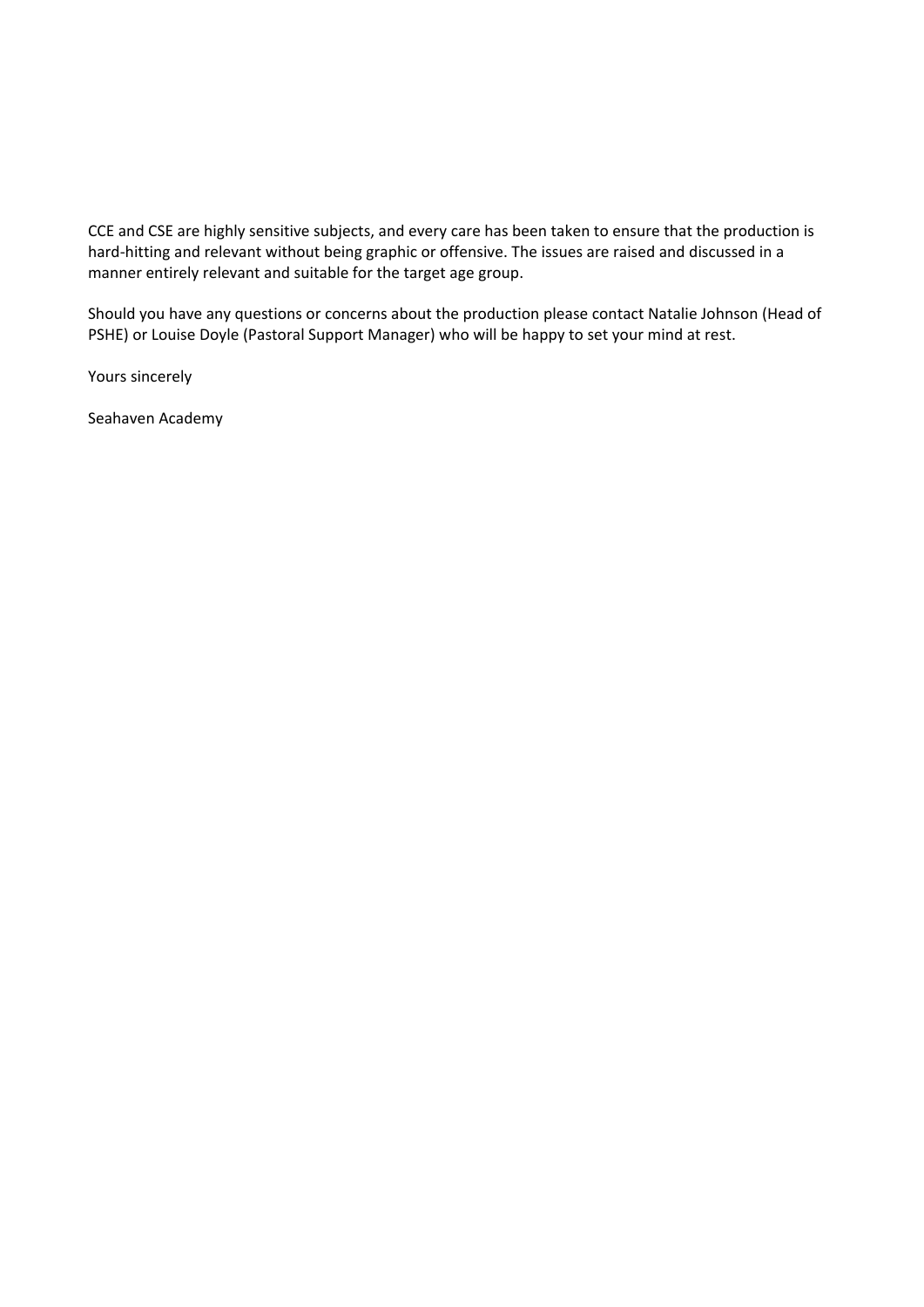CCE and CSE are highly sensitive subjects, and every care has been taken to ensure that the production is hard-hitting and relevant without being graphic or offensive. The issues are raised and discussed in a manner entirely relevant and suitable for the target age group.

Should you have any questions or concerns about the production please contact Natalie Johnson (Head of PSHE) or Louise Doyle (Pastoral Support Manager) who will be happy to set your mind at rest.

Yours sincerely

Seahaven Academy